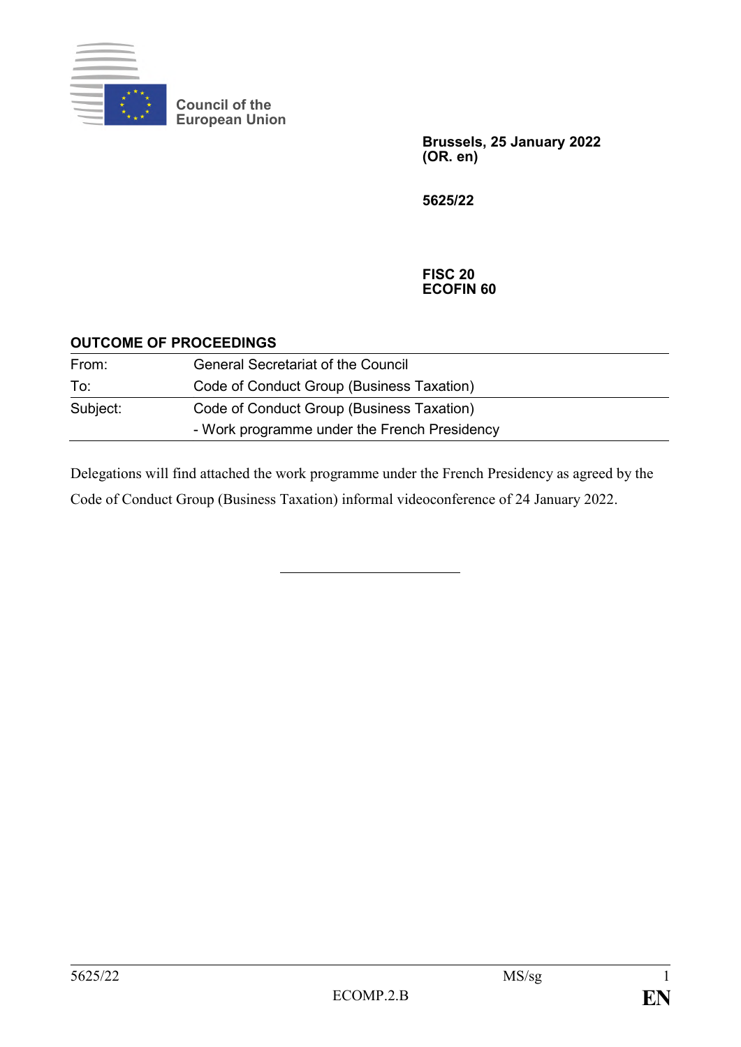Council of the European Union

**Brussels, 25 January 2022**
**(OR. en)**

**5625/22**

**FISC 20**
**ECOFIN 60**

**OUTCOME OF PROCEEDINGS**

| | |
|---|---|
| From: | General Secretariat of the Council |
| To: | Code of Conduct Group (Business Taxation) |
| Subject: | Code of Conduct Group (Business Taxation)<br>- Work programme under the French Presidency |

Delegations will find attached the work programme under the French Presidency as agreed by the Code of Conduct Group (Business Taxation) informal videoconference of 24 January 2022.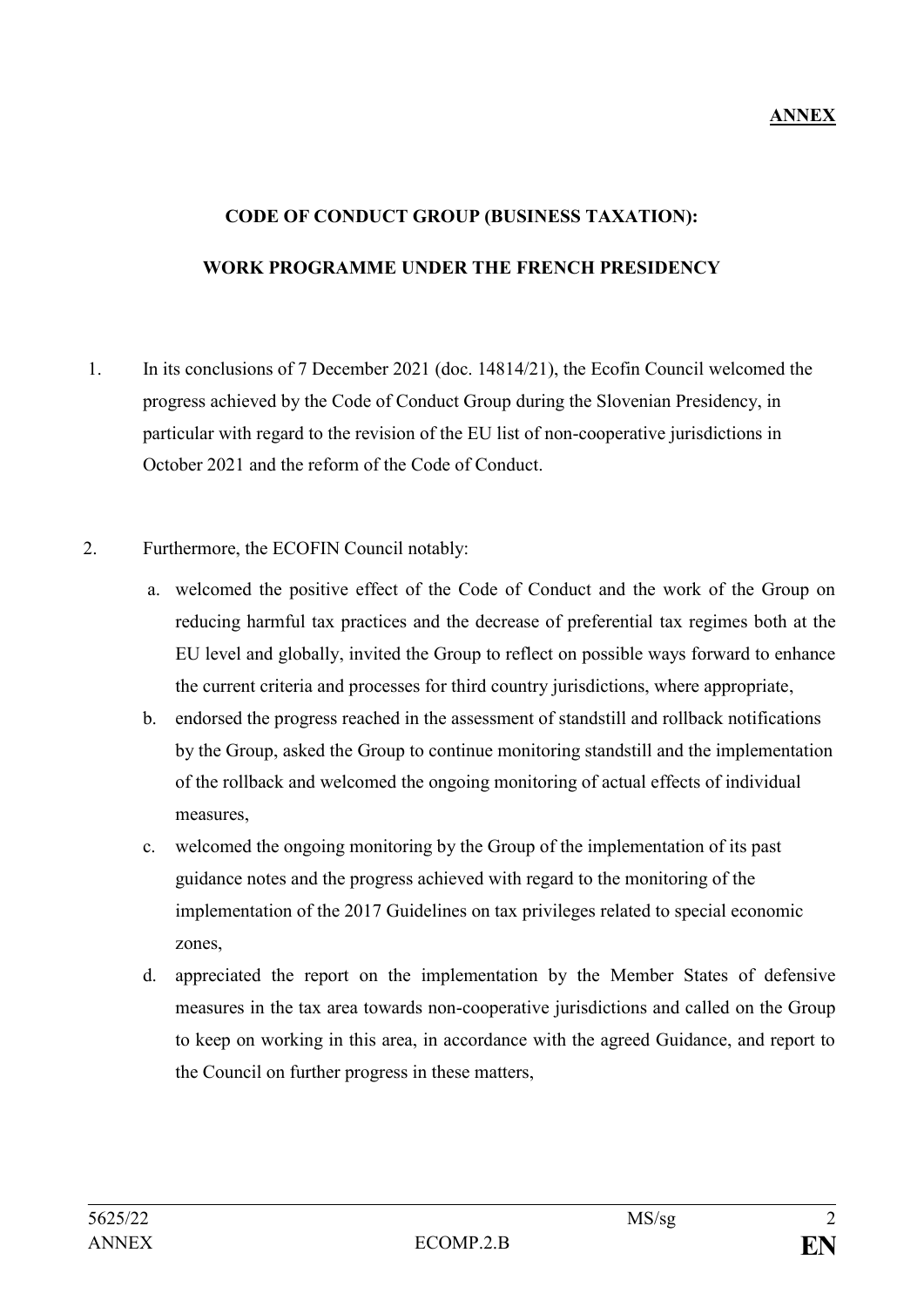**ANNEX**

**CODE OF CONDUCT GROUP (BUSINESS TAXATION):**

**WORK PROGRAMME UNDER THE FRENCH PRESIDENCY**

1. In its conclusions of 7 December 2021 (doc. 14814/21), the Ecofin Council welcomed the progress achieved by the Code of Conduct Group during the Slovenian Presidency, in particular with regard to the revision of the EU list of non-cooperative jurisdictions in October 2021 and the reform of the Code of Conduct.

2. Furthermore, the ECOFIN Council notably:

   a. welcomed the positive effect of the Code of Conduct and the work of the Group on reducing harmful tax practices and the decrease of preferential tax regimes both at the EU level and globally, invited the Group to reflect on possible ways forward to enhance the current criteria and processes for third country jurisdictions, where appropriate,

   b. endorsed the progress reached in the assessment of standstill and rollback notifications by the Group, asked the Group to continue monitoring standstill and the implementation of the rollback and welcomed the ongoing monitoring of actual effects of individual measures,

   c. welcomed the ongoing monitoring by the Group of the implementation of its past guidance notes and the progress achieved with regard to the monitoring of the implementation of the 2017 Guidelines on tax privileges related to special economic zones,

   d. appreciated the report on the implementation by the Member States of defensive measures in the tax area towards non-cooperative jurisdictions and called on the Group to keep on working in this area, in accordance with the agreed Guidance, and report to the Council on further progress in these matters,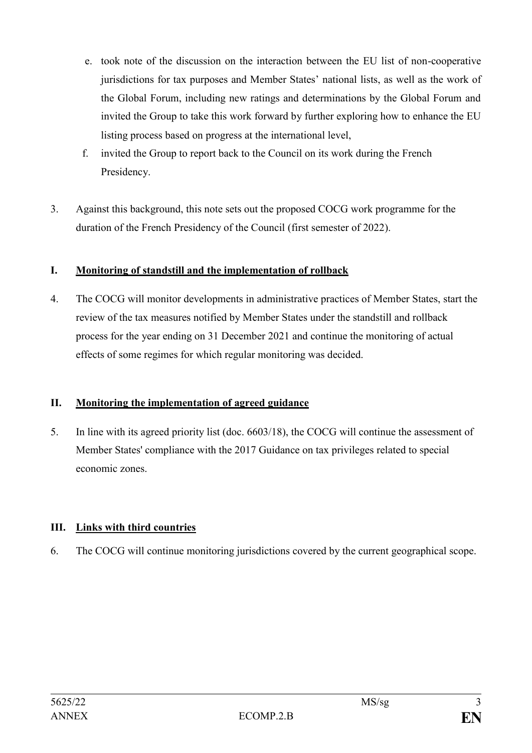e. took note of the discussion on the interaction between the EU list of non-cooperative jurisdictions for tax purposes and Member States' national lists, as well as the work of the Global Forum, including new ratings and determinations by the Global Forum and invited the Group to take this work forward by further exploring how to enhance the EU listing process based on progress at the international level,

f. invited the Group to report back to the Council on its work during the French Presidency.

3. Against this background, this note sets out the proposed COCG work programme for the duration of the French Presidency of the Council (first semester of 2022).

## I. Monitoring of standstill and the implementation of rollback

4. The COCG will monitor developments in administrative practices of Member States, start the review of the tax measures notified by Member States under the standstill and rollback process for the year ending on 31 December 2021 and continue the monitoring of actual effects of some regimes for which regular monitoring was decided.

## II. Monitoring the implementation of agreed guidance

5. In line with its agreed priority list (doc. 6603/18), the COCG will continue the assessment of Member States' compliance with the 2017 Guidance on tax privileges related to special economic zones.

## III. Links with third countries

6. The COCG will continue monitoring jurisdictions covered by the current geographical scope.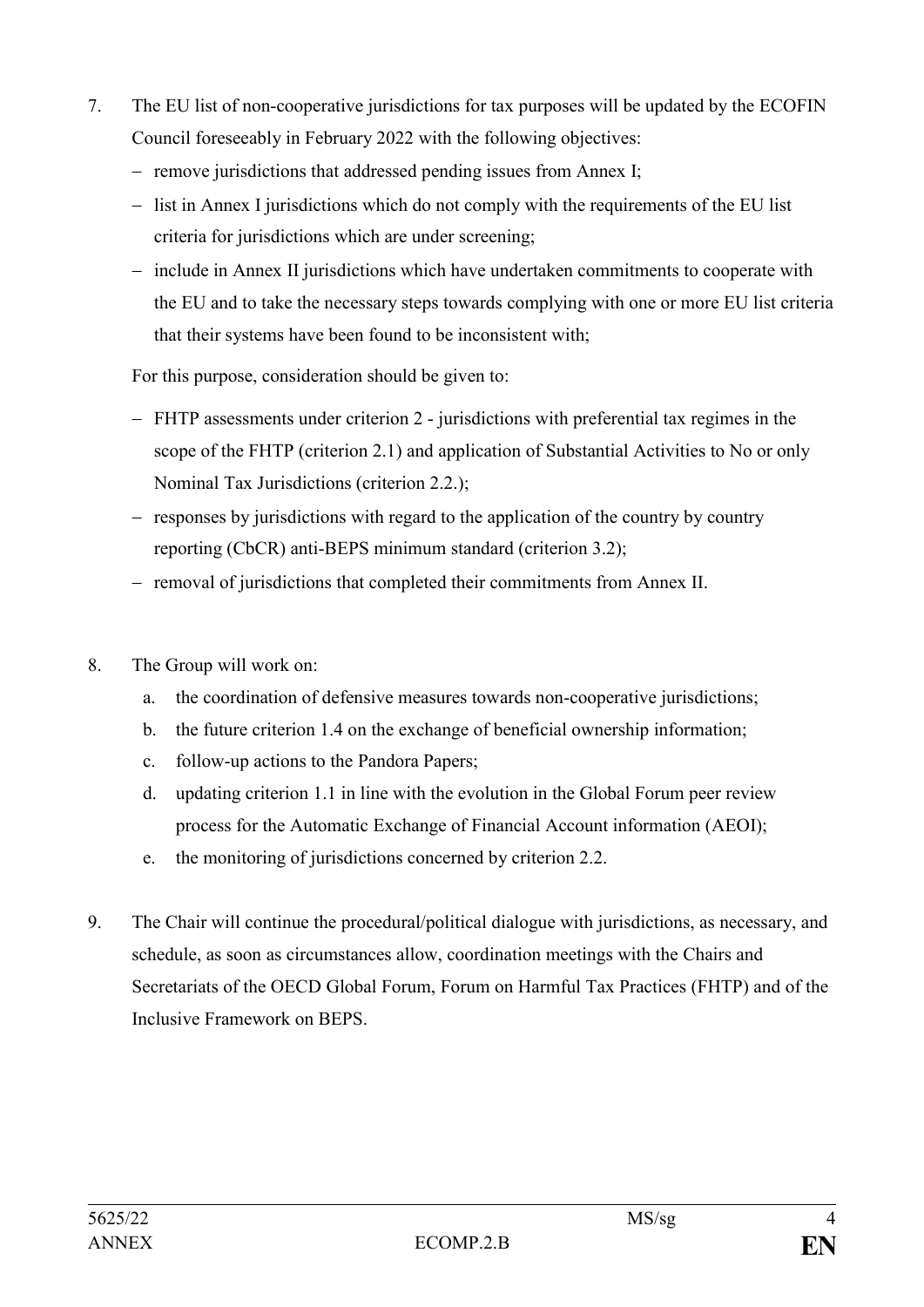7. The EU list of non-cooperative jurisdictions for tax purposes will be updated by the ECOFIN Council foreseeably in February 2022 with the following objectives:
   - remove jurisdictions that addressed pending issues from Annex I;
   - list in Annex I jurisdictions which do not comply with the requirements of the EU list criteria for jurisdictions which are under screening;
   - include in Annex II jurisdictions which have undertaken commitments to cooperate with the EU and to take the necessary steps towards complying with one or more EU list criteria that their systems have been found to be inconsistent with;

   For this purpose, consideration should be given to:

   - FHTP assessments under criterion 2 - jurisdictions with preferential tax regimes in the scope of the FHTP (criterion 2.1) and application of Substantial Activities to No or only Nominal Tax Jurisdictions (criterion 2.2.);
   - responses by jurisdictions with regard to the application of the country by country reporting (CbCR) anti-BEPS minimum standard (criterion 3.2);
   - removal of jurisdictions that completed their commitments from Annex II.

8. The Group will work on:
   a. the coordination of defensive measures towards non-cooperative jurisdictions;
   b. the future criterion 1.4 on the exchange of beneficial ownership information;
   c. follow-up actions to the Pandora Papers;
   d. updating criterion 1.1 in line with the evolution in the Global Forum peer review process for the Automatic Exchange of Financial Account information (AEOI);
   e. the monitoring of jurisdictions concerned by criterion 2.2.

9. The Chair will continue the procedural/political dialogue with jurisdictions, as necessary, and schedule, as soon as circumstances allow, coordination meetings with the Chairs and Secretariats of the OECD Global Forum, Forum on Harmful Tax Practices (FHTP) and of the Inclusive Framework on BEPS.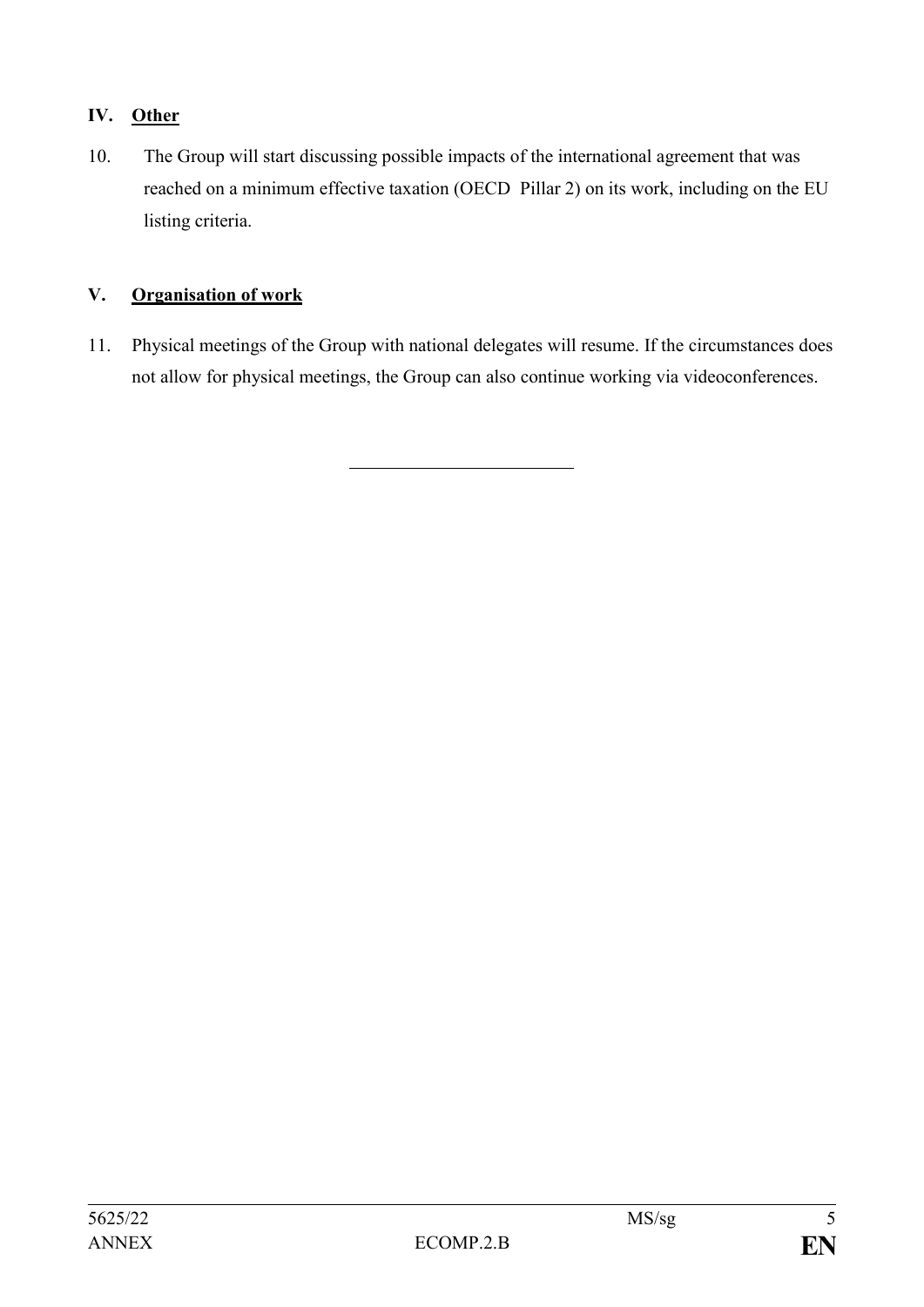## IV. Other

10. The Group will start discussing possible impacts of the international agreement that was reached on a minimum effective taxation (OECD  Pillar 2) on its work, including on the EU listing criteria.

## V. Organisation of work

11. Physical meetings of the Group with national delegates will resume. If the circumstances does not allow for physical meetings, the Group can also continue working via videoconferences.